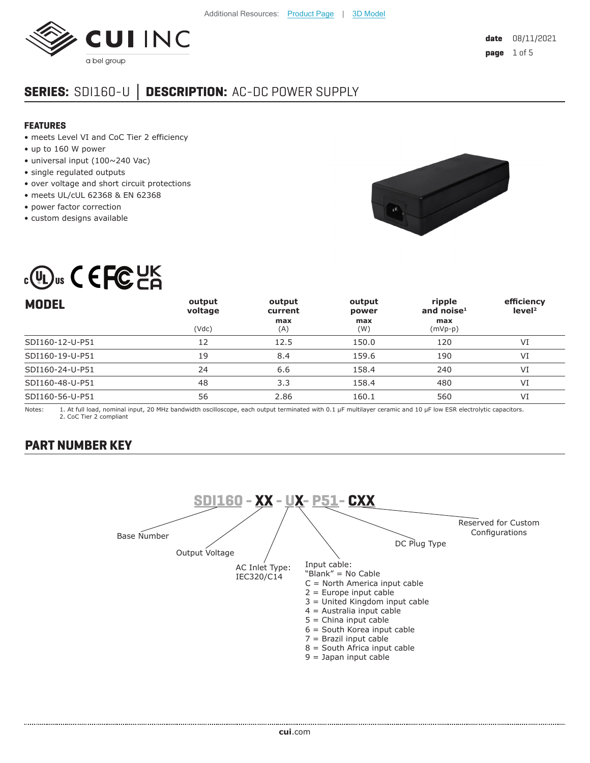Additional Resources: Product Page | 3D Model

CUI INC
a bel group

date 08/11/2021

## SERIES: SDI160-U │ DESCRIPTION: AC-DC POWER SUPPLY

### FEATURES

- meets Level VI and CoC Tier 2 efficiency
- up to 160 W power
- universal input (100~240 Vac)
- single regulated outputs
- over voltage and short circuit protections
- meets UL/cUL 62368 & EN 62368
- power factor correction
- custom designs available

## MODEL

| MODEL | output voltage (Vdc) | output current max (A) | output power max (W) | ripple and noise[1] max (mVp-p) | efficiency level[2] |
|---|---|---|---|---|---|
| SDI160-12-U-P51 | 12 | 12.5 | 150.0 | 120 | VI |
| SDI160-19-U-P51 | 19 | 8.4 | 159.6 | 190 | VI |
| SDI160-24-U-P51 | 24 | 6.6 | 158.4 | 240 | VI |
| SDI160-48-U-P51 | 48 | 3.3 | 158.4 | 480 | VI |
| SDI160-56-U-P51 | 56 | 2.86 | 160.1 | 560 | VI |

Notes:
1. At full load, nominal input, 20 MHz bandwidth oscilloscope, each output terminated with 0.1 μF multilayer ceramic and 10 μF low ESR electrolytic capacitors.
2. CoC Tier 2 compliant

## PART NUMBER KEY

**SDI160 - XX - UX- P51- CXX**

- SDI160: Base Number
- XX: Output Voltage
- U: AC Inlet Type: IEC320/C14
- X: Input cable:
  - "Blank" = No Cable
  - C = North America input cable
  - 2 = Europe input cable
  - 3 = United Kingdom input cable
  - 4 = Australia input cable
  - 5 = China input cable
  - 6 = South Korea input cable
  - 7 = Brazil input cable
  - 8 = South Africa input cable
  - 9 = Japan input cable
- P51: DC Plug Type
- CXX: Reserved for Custom Configurations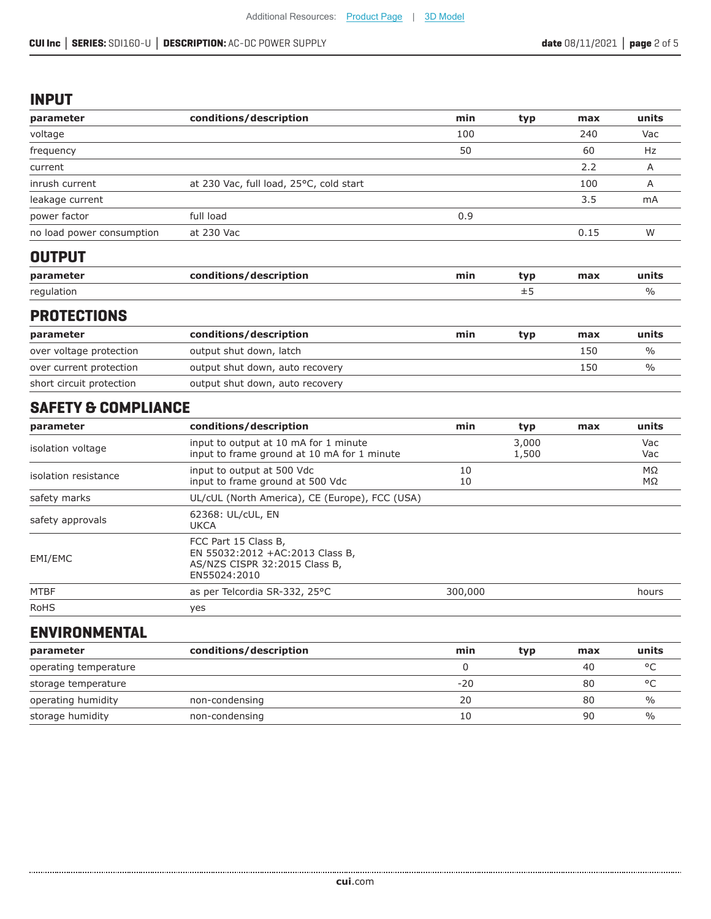## INPUT

| parameter | conditions/description | min | typ | max | units |
|---|---|---|---|---|---|
| voltage | | 100 | | 240 | Vac |
| frequency | | 50 | | 60 | Hz |
| current | | | | 2.2 | A |
| inrush current | at 230 Vac, full load, 25°C, cold start | | | 100 | A |
| leakage current | | | | 3.5 | mA |
| power factor | full load | 0.9 | | | |
| no load power consumption | at 230 Vac | | | 0.15 | W |

## OUTPUT

| parameter | conditions/description | min | typ | max | units |
|---|---|---|---|---|---|
| regulation | | | ±5 | | % |

## PROTECTIONS

| parameter | conditions/description | min | typ | max | units |
|---|---|---|---|---|---|
| over voltage protection | output shut down, latch | | | 150 | % |
| over current protection | output shut down, auto recovery | | | 150 | % |
| short circuit protection | output shut down, auto recovery | | | | |

## SAFETY & COMPLIANCE

| parameter | conditions/description | min | typ | max | units |
|---|---|---|---|---|---|
| isolation voltage | input to output at 10 mA for 1 minute<br>input to frame ground at 10 mA for 1 minute | | 3,000<br>1,500 | | Vac<br>Vac |
| isolation resistance | input to output at 500 Vdc<br>input to frame ground at 500 Vdc | 10<br>10 | | | MΩ<br>MΩ |
| safety marks | UL/cUL (North America), CE (Europe), FCC (USA) | | | | |
| safety approvals | 62368: UL/cUL, EN<br>UKCA | | | | |
| EMI/EMC | FCC Part 15 Class B,<br>EN 55032:2012 +AC:2013 Class B,<br>AS/NZS CISPR 32:2015 Class B,<br>EN55024:2010 | | | | |
| MTBF | as per Telcordia SR-332, 25°C | 300,000 | | | hours |
| RoHS | yes | | | | |

## ENVIRONMENTAL

| parameter | conditions/description | min | typ | max | units |
|---|---|---|---|---|---|
| operating temperature | | 0 | | 40 | °C |
| storage temperature | | -20 | | 80 | °C |
| operating humidity | non-condensing | 20 | | 80 | % |
| storage humidity | non-condensing | 10 | | 90 | % |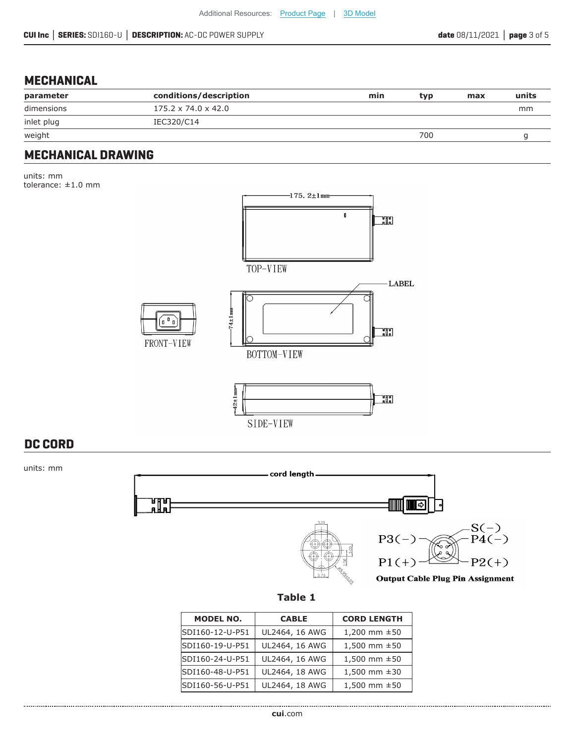## MECHANICAL

| parameter | conditions/description | min | typ | max | units |
|---|---|---|---|---|---|
| dimensions | 175.2 x 74.0 x 42.0 | | | | mm |
| inlet plug | IEC320/C14 | | | | |
| weight | | | 700 | | g |

## MECHANICAL DRAWING

units: mm
tolerance: ±1.0 mm

## DC CORD

units: mm

**Table 1**

| MODEL NO. | CABLE | CORD LENGTH |
|---|---|---|
| SDI160-12-U-P51 | UL2464, 16 AWG | 1,200 mm ±50 |
| SDI160-19-U-P51 | UL2464, 16 AWG | 1,500 mm ±50 |
| SDI160-24-U-P51 | UL2464, 16 AWG | 1,500 mm ±50 |
| SDI160-48-U-P51 | UL2464, 18 AWG | 1,500 mm ±30 |
| SDI160-56-U-P51 | UL2464, 18 AWG | 1,500 mm ±50 |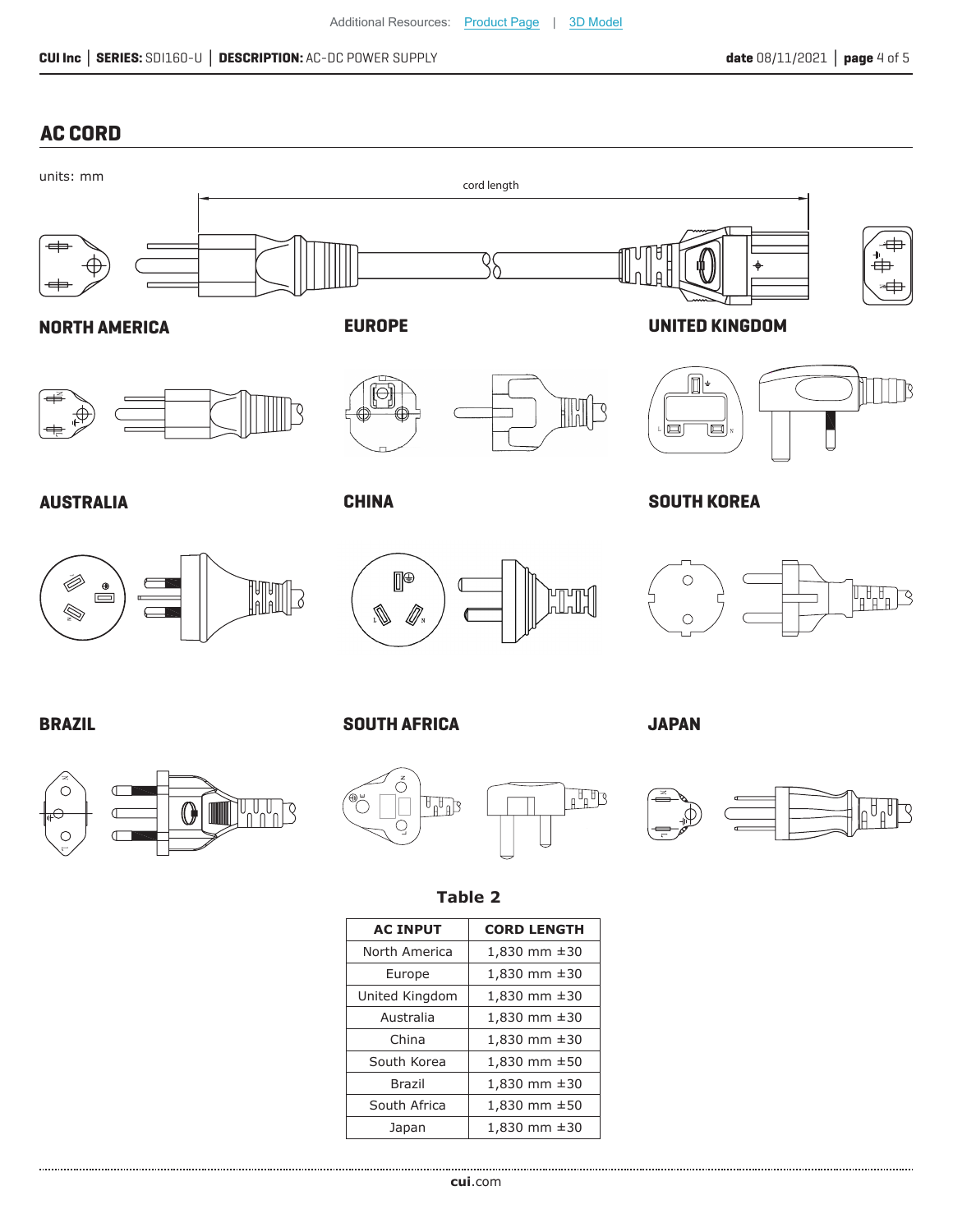Additional Resources: Product Page | 3D Model

## AC CORD

units: mm

cord length

NORTH AMERICA

EUROPE

UNITED KINGDOM

AUSTRALIA

CHINA

SOUTH KOREA

BRAZIL

SOUTH AFRICA

JAPAN

**Table 2**

| AC INPUT | CORD LENGTH |
|---|---|
| North America | 1,830 mm ±30 |
| Europe | 1,830 mm ±30 |
| United Kingdom | 1,830 mm ±30 |
| Australia | 1,830 mm ±30 |
| China | 1,830 mm ±30 |
| South Korea | 1,830 mm ±50 |
| Brazil | 1,830 mm ±30 |
| South Africa | 1,830 mm ±50 |
| Japan | 1,830 mm ±30 |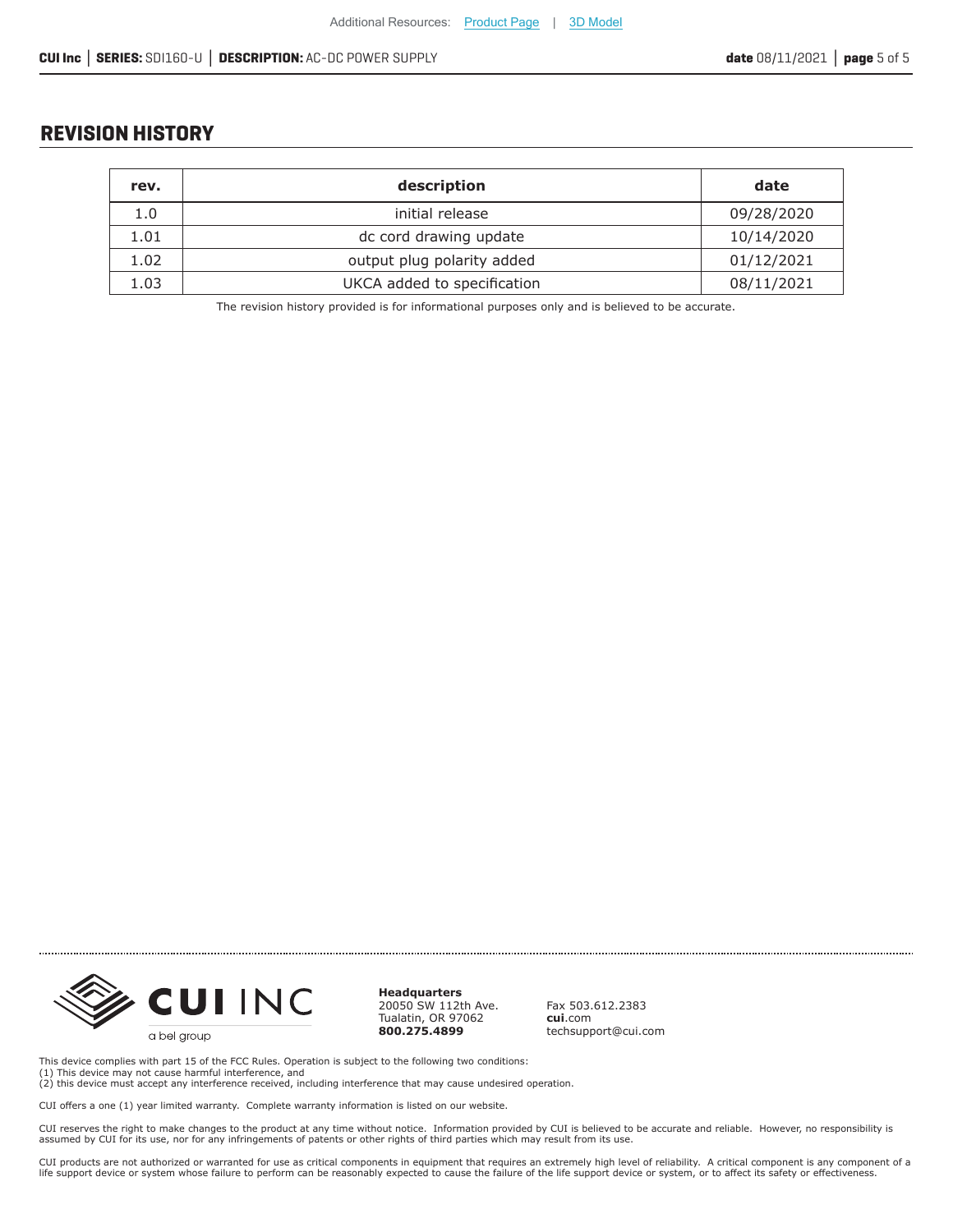## REVISION HISTORY

| rev. | description | date |
|---|---|---|
| 1.0 | initial release | 09/28/2020 |
| 1.01 | dc cord drawing update | 10/14/2020 |
| 1.02 | output plug polarity added | 01/12/2021 |
| 1.03 | UKCA added to specification | 08/11/2021 |

The revision history provided is for informational purposes only and is believed to be accurate.

**Headquarters**
20050 SW 112th Ave.
Tualatin, OR 97062
**800.275.4899**

Fax 503.612.2383
**cui**.com
techsupport@cui.com

This device complies with part 15 of the FCC Rules. Operation is subject to the following two conditions:
(1) This device may not cause harmful interference, and
(2) this device must accept any interference received, including interference that may cause undesired operation.

CUI offers a one (1) year limited warranty. Complete warranty information is listed on our website.

CUI reserves the right to make changes to the product at any time without notice. Information provided by CUI is believed to be accurate and reliable. However, no responsibility is assumed by CUI for its use, nor for any infringements of patents or other rights of third parties which may result from its use.

CUI products are not authorized or warranted for use as critical components in equipment that requires an extremely high level of reliability. A critical component is any component of a life support device or system whose failure to perform can be reasonably expected to cause the failure of the life support device or system, or to affect its safety or effectiveness.